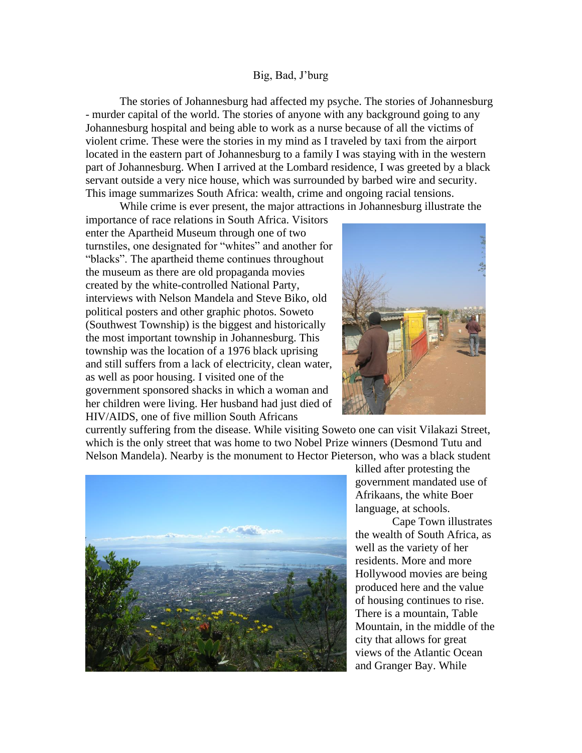# Big, Bad, J'burg

The stories of Johannesburg had affected my psyche. The stories of Johannesburg - murder capital of the world. The stories of anyone with any background going to any Johannesburg hospital and being able to work as a nurse because of all the victims of violent crime. These were the stories in my mind as I traveled by taxi from the airport located in the eastern part of Johannesburg to a family I was staying with in the western part of Johannesburg. When I arrived at the Lombard residence, I was greeted by a black servant outside a very nice house, which was surrounded by barbed wire and security. This image summarizes South Africa: wealth, crime and ongoing racial tensions.

While crime is ever present, the major attractions in Johannesburg illustrate the importance of race relations in South Africa. Visitors enter the Apartheid Museum through one of two turnstiles, one designated for "whites" and another for "blacks". The apartheid theme continues throughout the museum as there are old propaganda movies created by the white-controlled National Party, interviews with Nelson Mandela and Steve Biko, old political posters and other graphic photos. Soweto (Southwest Township) is the biggest and historically the most important township in Johannesburg. This township was the location of a 1976 black uprising and still suffers from a lack of electricity, clean water, as well as poor housing. I visited one of the government sponsored shacks in which a woman and her children were living. Her husband had just died of HIV/AIDS, one of five million South Africans currently suffering from the disease. While visiting Soweto one can visit Vilakazi Street, which is the only street that was home to two Nobel Prize winners (Desmond Tutu and Nelson Mandela). Nearby is the monument to Hector Pieterson, who was a black student killed after protesting the government mandated use of Afrikaans, the white Boer language, at schools.

Cape Town illustrates the wealth of South Africa, as well as the variety of her residents. More and more Hollywood movies are being produced here and the value of housing continues to rise. There is a mountain, Table Mountain, in the middle of the city that allows for great views of the Atlantic Ocean and Granger Bay. While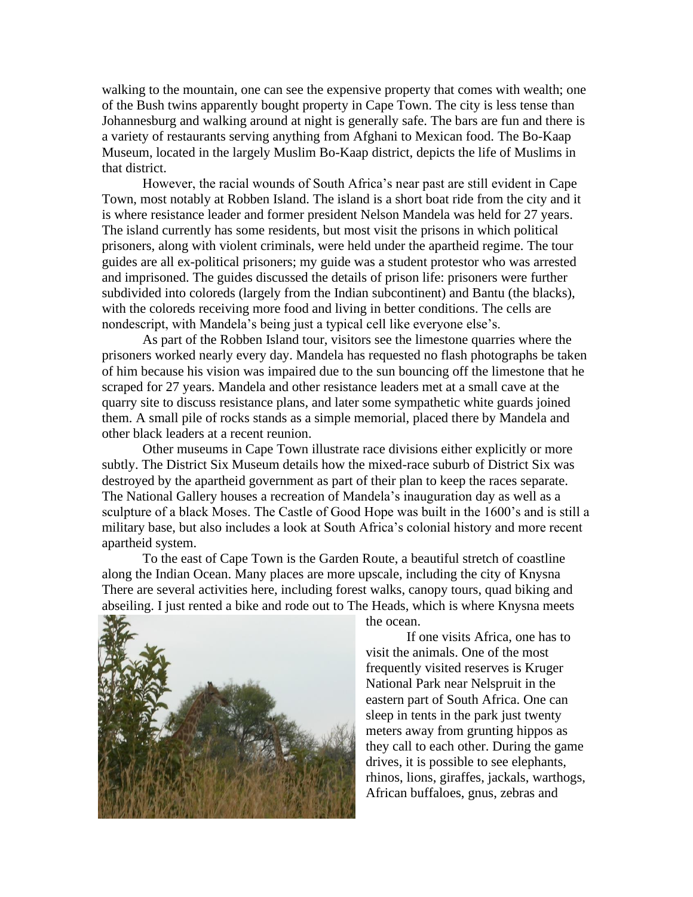walking to the mountain, one can see the expensive property that comes with wealth; one of the Bush twins apparently bought property in Cape Town. The city is less tense than Johannesburg and walking around at night is generally safe. The bars are fun and there is a variety of restaurants serving anything from Afghani to Mexican food. The Bo-Kaap Museum, located in the largely Muslim Bo-Kaap district, depicts the life of Muslims in that district.

However, the racial wounds of South Africa's near past are still evident in Cape Town, most notably at Robben Island. The island is a short boat ride from the city and it is where resistance leader and former president Nelson Mandela was held for 27 years. The island currently has some residents, but most visit the prisons in which political prisoners, along with violent criminals, were held under the apartheid regime. The tour guides are all ex-political prisoners; my guide was a student protestor who was arrested and imprisoned. The guides discussed the details of prison life: prisoners were further subdivided into coloreds (largely from the Indian subcontinent) and Bantu (the blacks), with the coloreds receiving more food and living in better conditions. The cells are nondescript, with Mandela's being just a typical cell like everyone else's.

As part of the Robben Island tour, visitors see the limestone quarries where the prisoners worked nearly every day. Mandela has requested no flash photographs be taken of him because his vision was impaired due to the sun bouncing off the limestone that he scraped for 27 years. Mandela and other resistance leaders met at a small cave at the quarry site to discuss resistance plans, and later some sympathetic white guards joined them. A small pile of rocks stands as a simple memorial, placed there by Mandela and other black leaders at a recent reunion.

Other museums in Cape Town illustrate race divisions either explicitly or more subtly. The District Six Museum details how the mixed-race suburb of District Six was destroyed by the apartheid government as part of their plan to keep the races separate. The National Gallery houses a recreation of Mandela's inauguration day as well as a sculpture of a black Moses. The Castle of Good Hope was built in the 1600's and is still a military base, but also includes a look at South Africa's colonial history and more recent apartheid system.

To the east of Cape Town is the Garden Route, a beautiful stretch of coastline along the Indian Ocean. Many places are more upscale, including the city of Knysna There are several activities here, including forest walks, canopy tours, quad biking and abseiling. I just rented a bike and rode out to The Heads, which is where Knysna meets the ocean.

If one visits Africa, one has to visit the animals. One of the most frequently visited reserves is Kruger National Park near Nelspruit in the eastern part of South Africa. One can sleep in tents in the park just twenty meters away from grunting hippos as they call to each other. During the game drives, it is possible to see elephants, rhinos, lions, giraffes, jackals, warthogs, African buffaloes, gnus, zebras and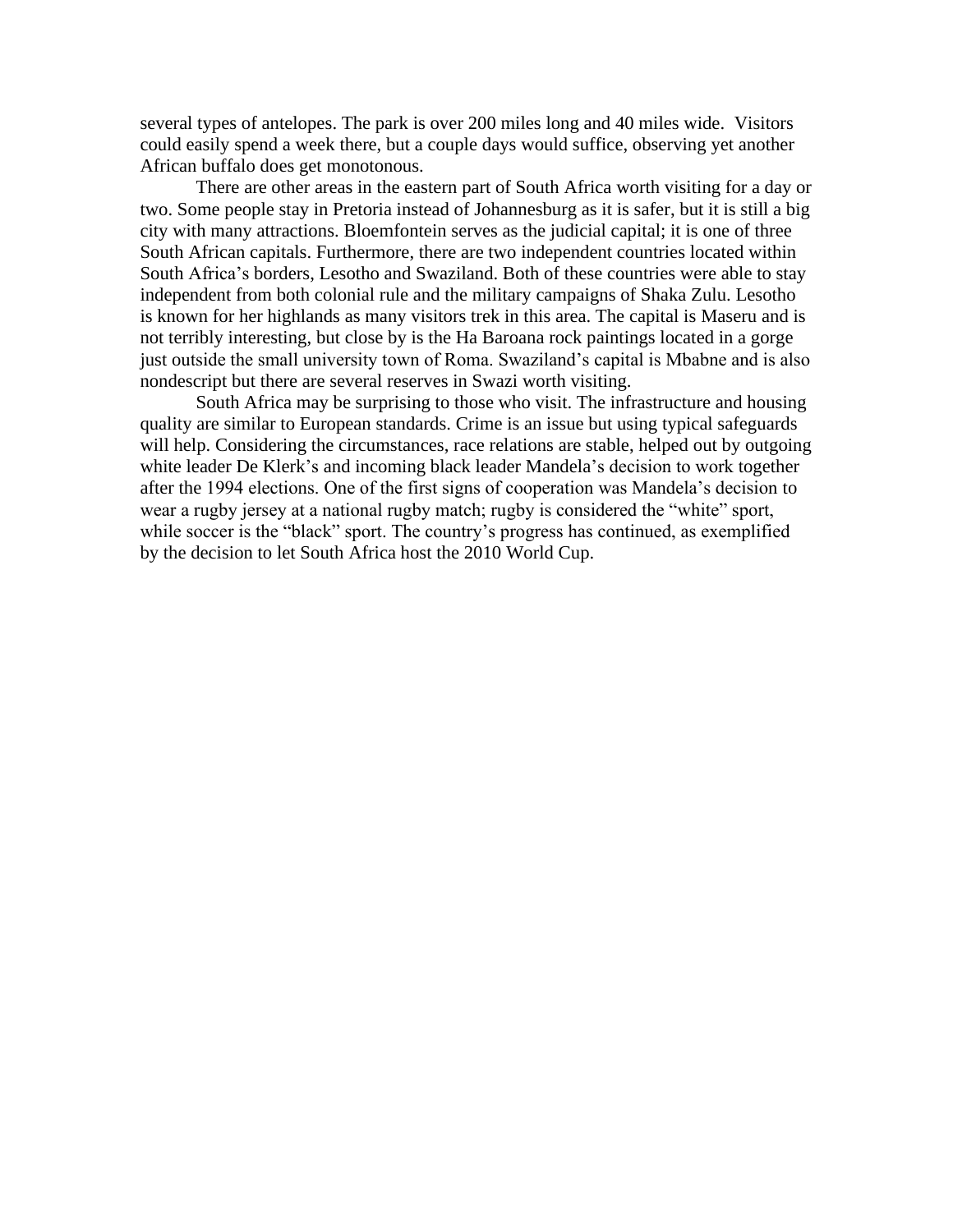several types of antelopes. The park is over 200 miles long and 40 miles wide. Visitors could easily spend a week there, but a couple days would suffice, observing yet another African buffalo does get monotonous.

There are other areas in the eastern part of South Africa worth visiting for a day or two. Some people stay in Pretoria instead of Johannesburg as it is safer, but it is still a big city with many attractions. Bloemfontein serves as the judicial capital; it is one of three South African capitals. Furthermore, there are two independent countries located within South Africa's borders, Lesotho and Swaziland. Both of these countries were able to stay independent from both colonial rule and the military campaigns of Shaka Zulu. Lesotho is known for her highlands as many visitors trek in this area. The capital is Maseru and is not terribly interesting, but close by is the Ha Baroana rock paintings located in a gorge just outside the small university town of Roma. Swaziland's capital is Mbabne and is also nondescript but there are several reserves in Swazi worth visiting.

South Africa may be surprising to those who visit. The infrastructure and housing quality are similar to European standards. Crime is an issue but using typical safeguards will help. Considering the circumstances, race relations are stable, helped out by outgoing white leader De Klerk's and incoming black leader Mandela's decision to work together after the 1994 elections. One of the first signs of cooperation was Mandela's decision to wear a rugby jersey at a national rugby match; rugby is considered the "white" sport, while soccer is the "black" sport. The country's progress has continued, as exemplified by the decision to let South Africa host the 2010 World Cup.